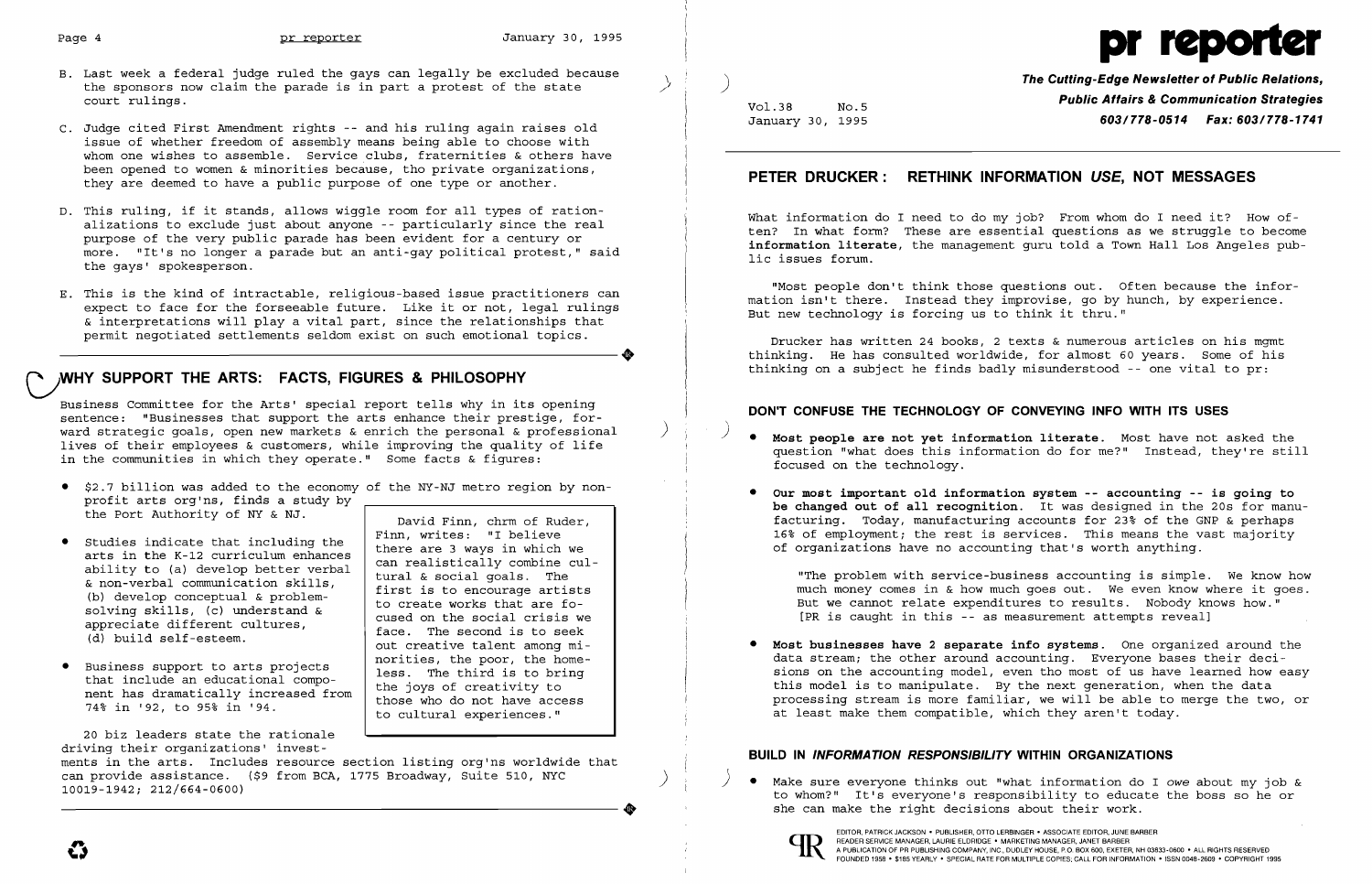B. Last week a federal judge ruled the gays can legally be excluded because the sponsors now claim the parade is in part a protest of the state court rulings.

C. Judge cited First Amendment rights -- and his ruling again raises old issue of whether freedom of assembly means being able to choose with whom one wishes to assemble. Service clubs, fraternities & others have been opened to women & minorities because, tho private organizations, they are deemed to have a public purpose of one type or another.

D. This ruling, if it stands, allows wiggle room for all types of rationalizations to exclude just about anyone -- particularly since the real purpose of the very public parade has been evident for a century or more. "It's no longer a parade but an anti-gay political protest," said the gays' spokesperson.

E. This is the kind of intractable, religious-based issue practitioners can expect to face for the forseeable future. Like it or not, legal rulings & interpretations will play a vital part, since the relationships that permit negotiated settlements seldom exist on such emotional topics.

## WHY SUPPORT THE ARTS: FACTS, FIGURES & PHILOSOPHY

Business Committee for the Arts' special report tells why in its opening sentence: "Businesses that support the arts enhance their prestige, forward strategic goals, open new markets & enrich the personal & professional lives of their employees & customers, while improving the quality of life in the communities in which they operate." Some facts & figures:

- $2.7 billion was added to the economy of the NY-NJ metro region by nonprofit arts org'ns, finds a study by the Port Authority of NY & NJ.
- Studies indicate that including the arts in the K-12 curriculum enhances ability to (a) develop better verbal & non-verbal communication skills, (b) develop conceptual & problem-solving skills, (c) understand & appreciate different cultures, (d) build self-esteem.
- Business support to arts projects that include an educational component has dramatically increased from 74% in '92, to 95% in '94.

> David Finn, chrm of Ruder, Finn, writes: "I believe there are 3 ways in which we can realistically combine cultural & social goals. The first is to encourage artists to create works that are focused on the social crisis we face. The second is to seek out creative talent among minorities, the poor, the homeless. The third is to bring the joys of creativity to those who do not have access to cultural experiences."

20 biz leaders state the rationale driving their organizations' investments in the arts. Includes resource section listing org'ns worldwide that can provide assistance. ($9 from BCA, 1775 Broadway, Suite 510, NYC 10019-1942; 212/664-0600)

---

# pr reporter

**The Cutting-Edge Newsletter of Public Relations, Public Affairs & Communication Strategies**
**603/778-0514 Fax: 603/778-1741**

Vol.38 No.5
January 30, 1995

## PETER DRUCKER: RETHINK INFORMATION *USE*, NOT MESSAGES

What information do I need to do my job? From whom do I need it? How often? In what form? These are essential questions as we struggle to become **information literate**, the management guru told a Town Hall Los Angeles public issues forum.

"Most people don't think those questions out. Often because the information isn't there. Instead they improvise, go by hunch, by experience. But new technology is forcing us to think it thru."

Drucker has written 24 books, 2 texts & numerous articles on his mgmt thinking. He has consulted worldwide, for almost 60 years. Some of his thinking on a subject he finds badly misunderstood -- one vital to pr:

### DON'T CONFUSE THE TECHNOLOGY OF CONVEYING INFO WITH ITS USES

- **Most people are not yet information literate.** Most have not asked the question "what does this information do for me?" Instead, they're still focused on the technology.
- **Our most important old information system -- accounting -- is going to be changed out of all recognition.** It was designed in the 20s for manufacturing. Today, manufacturing accounts for 23% of the GNP & perhaps 16% of employment; the rest is services. This means the vast majority of organizations have no accounting that's worth anything.

  "The problem with service-business accounting is simple. We know how much money comes in & how much goes out. We even know where it goes. But we cannot relate expenditures to results. Nobody knows how." [PR is caught in this -- as measurement attempts reveal]

- **Most businesses have 2 separate info systems.** One organized around the data stream; the other around accounting. Everyone bases their decisions on the accounting model, even tho most of us have learned how easy this model is to manipulate. By the next generation, when the data processing stream is more familiar, we will be able to merge the two, or at least make them compatible, which they aren't today.

### BUILD IN *INFORMATION RESPONSIBILITY* WITHIN ORGANIZATIONS

- Make sure everyone thinks out "what information do I *owe* about my job & to whom?" It's everyone's responsibility to educate the boss so he or she can make the right decisions about their work.

EDITOR, PATRICK JACKSON • PUBLISHER, OTTO LERBINGER • ASSOCIATE EDITOR, JUNE BARBER
READER SERVICE MANAGER, LAURIE ELDRIDGE • MARKETING MANAGER, JANET BARBER
A PUBLICATION OF PR PUBLISHING COMPANY, INC., DUDLEY HOUSE, P.O. BOX 600, EXETER, NH 03833-0600 • ALL RIGHTS RESERVED
FOUNDED 1958 • $185 YEARLY • SPECIAL RATE FOR MULTIPLE COPIES: CALL FOR INFORMATION • ISSN 0048-2609 • COPYRIGHT 1995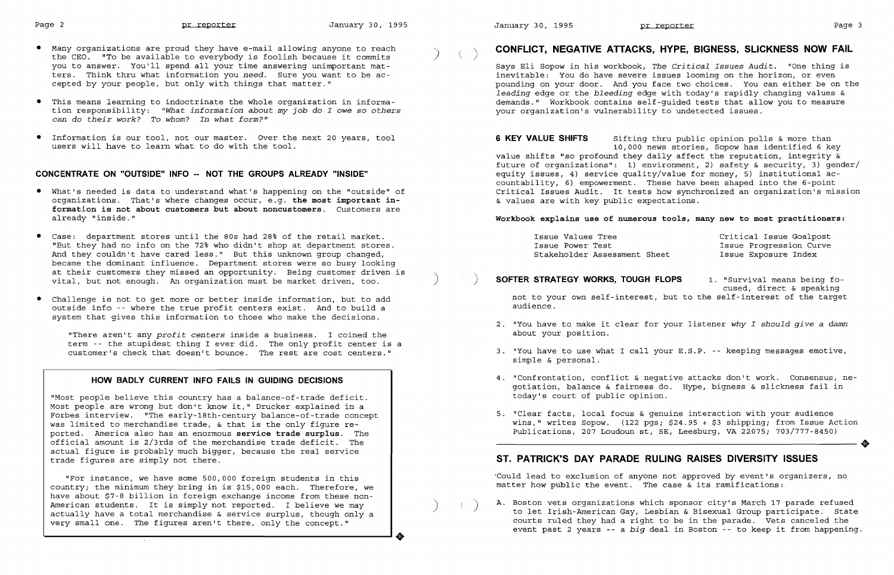- Many organizations are proud they have e-mail allowing anyone to reach the CEO. "To be available to everybody is foolish because it commits you to answer. You'll spend all your time answering unimportant matters. Think thru what information you *need*. Sure you want to be accepted by your people, but only with things that matter."

- This means learning to indoctrinate the whole organization in information responsibility: *"What information about my job do I owe so others can do their work? To whom? In what form?"*

- Information is our tool, not our master. Over the next 20 years, tool users will have to learn what to do with the tool.

## CONCENTRATE ON "OUTSIDE" INFO -- NOT THE GROUPS ALREADY "INSIDE"

- What's needed is data to understand what's happening on the "outside" of organizations. That's where changes occur, e.g. **the most important information is not about customers but about noncustomers**. Customers are already "inside."

- Case: department stores until the 80s had 28% of the retail market. "But they had no info on the 72% who didn't shop at department stores. And they couldn't have cared less." But this unknown group changed, became the dominant influence. Department stores were so busy looking at their customers they missed an opportunity. Being customer driven is vital, but not enough. An organization must be market driven, too.

- Challenge is not to get more or better inside information, but to add outside info -- where the true profit centers exist. And to build a system that gives this information to those who make the decisions.

  "There aren't any *profit centers* inside a business. I coined the term -- the stupidest thing I ever did. The only profit center is a customer's check that doesn't bounce. The rest are cost centers."

### HOW BADLY CURRENT INFO FAILS IN GUIDING DECISIONS

"Most people believe this country has a balance-of-trade deficit. Most people are wrong but don't know it," Drucker explained in a Forbes interview. "The early-18th-century balance-of-trade concept was limited to merchandise trade, & that is the only figure reported. America also has an enormous **service trade surplus**. The official amount is 2/3rds of the merchandise trade deficit. The actual figure is probably much bigger, because the real service trade figures are simply not there.

"For instance, we have some 500,000 foreign students in this country; the minimum they bring in is $15,000 each. Therefore, we have about $7-8 billion in foreign exchange income from these non-American students. It is simply not reported. I believe we may actually have a total merchandise & service surplus, though only a very small one. The figures aren't there, only the concept."

## CONFLICT, NEGATIVE ATTACKS, HYPE, BIGNESS, SLICKNESS NOW FAIL

Says Eli Sopow in his workbook, *The Critical Issues Audit*. "One thing is inevitable: You do have severe issues looming on the horizon, or even pounding on your door. And you face two choices. You can either be on the *leading* edge or the *bleeding* edge with today's rapidly changing values & demands." Workbook contains self-guided tests that allow you to measure your organization's vulnerability to undetected issues.

**6 KEY VALUE SHIFTS** Sifting thru public opinion polls & more than 10,000 news stories, Sopow has identified 6 key value shifts "so profound they daily affect the reputation, integrity & future of organizations": 1) environment, 2) safety & security, 3) gender/equity issues, 4) service quality/value for money, 5) institutional accountability, 6) empowerment. These have been shaped into the 6-point Critical Issues Audit. It tests how synchronized an organization's mission & values are with key public expectations.

**Workbook explains use of numerous tools, many new to most practitioners:**

| | |
|---|---|
| Issue Values Tree | Critical Issue Goalpost |
| Issue Power Test | Issue Progression Curve |
| Stakeholder Assessment Sheet | Issue Exposure Index |

**SOFTER STRATEGY WORKS, TOUGH FLOPS**

1. "Survival means being focused, direct & speaking not to your own self-interest, but to the self-interest of the target audience.
2. "You have to make it clear for your listener *why I should give a damn* about your position.
3. "You have to use what I call your E.S.P. -- keeping messages emotive, simple & personal.
4. "Confrontation, conflict & negative attacks don't work. Consensus, negotiation, balance & fairness do. Hype, bigness & slickness fail in today's court of public opinion.
5. "Clear facts, local focus & genuine interaction with your audience wins," writes Sopow. (122 pgs; $24.95 + $3 shipping; from Issue Action Publications, 207 Loudoun st, SE, Leesburg, VA 22075; 703/777-8450)

## ST. PATRICK'S DAY PARADE RULING RAISES DIVERSITY ISSUES

Could lead to exclusion of anyone not approved by event's organizers, no matter how public the event. The case & its ramifications:

A. Boston vets organizations which sponsor city's March 17 parade refused to let Irish-American Gay, Lesbian & Bisexual Group participate. State courts ruled they had a right to be in the parade. Vets canceled the event past 2 years -- a *big* deal in Boston -- to keep it from happening.